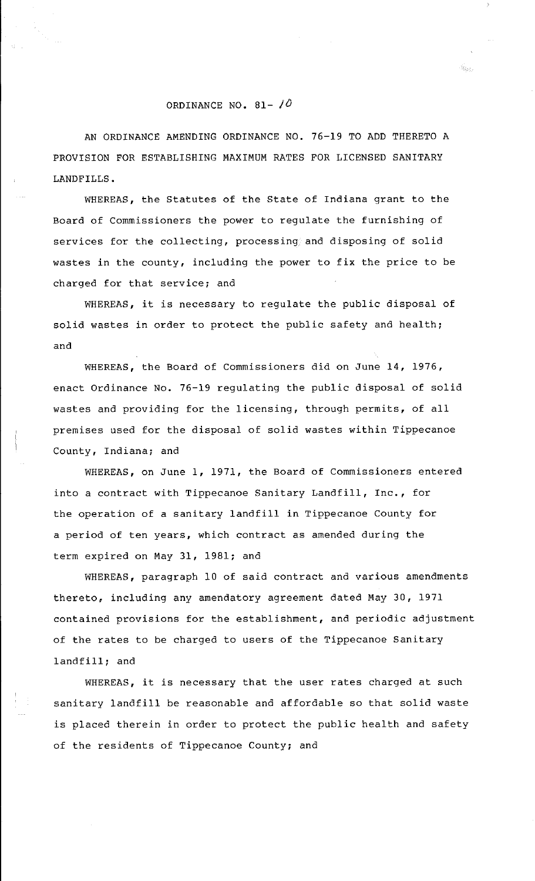# ORDINANCE NO. 81- 10

AN ORDINANCE AMENDING ORDINANCE NO. 76-19 TO ADD THERETO A PROVISION FOR ESTABLISHING MAXIMUM RATES FOR LICENSED SANITARY LANDFILLS.

WHEREAS, the Statutes of the State of Indiana grant to the Board of Commissioners the power to regulate the furnishing of services for the collecting, processing and disposing of solid wastes in the county, including the power to fix the price to be charged for that service; and

WHEREAS, it is necessary to regulate the public disposal of solid wastes in order to protect the public safety and health; and

WHEREAS, the Board of Commissioners did on June 14, 1976, enact Ordinance No. 76-19 regulating the public disposal of solid wastes and providing for the licensing, through permits, of all premises used for the disposal of solid wastes within Tippecanoe County, Indiana; and

WHEREAS, on June 1, 1971, the Board of Commissioners entered into a contract with Tippecanoe Sanitary Landfill, Inc., for the operation of a sanitary landfill in Tippecanoe County for a period of ten years, which contract as amended during the term expired on May 31, 1981; and

WHEREAS, paragraph 10 of said contract and various amendments thereto, including any amendatory agreement dated May 30, 1971 contained provisions for the establishment, and periodic adjustment of the rates to be charged to users of the Tippecanoe Sanitary landfill; and

WHEREAS, it is necessary that the user rates charged at such sanitary landfill be reasonable and affordable so that solid waste is placed therein in order to protect the public health and safety of the residents of Tippecanoe County; and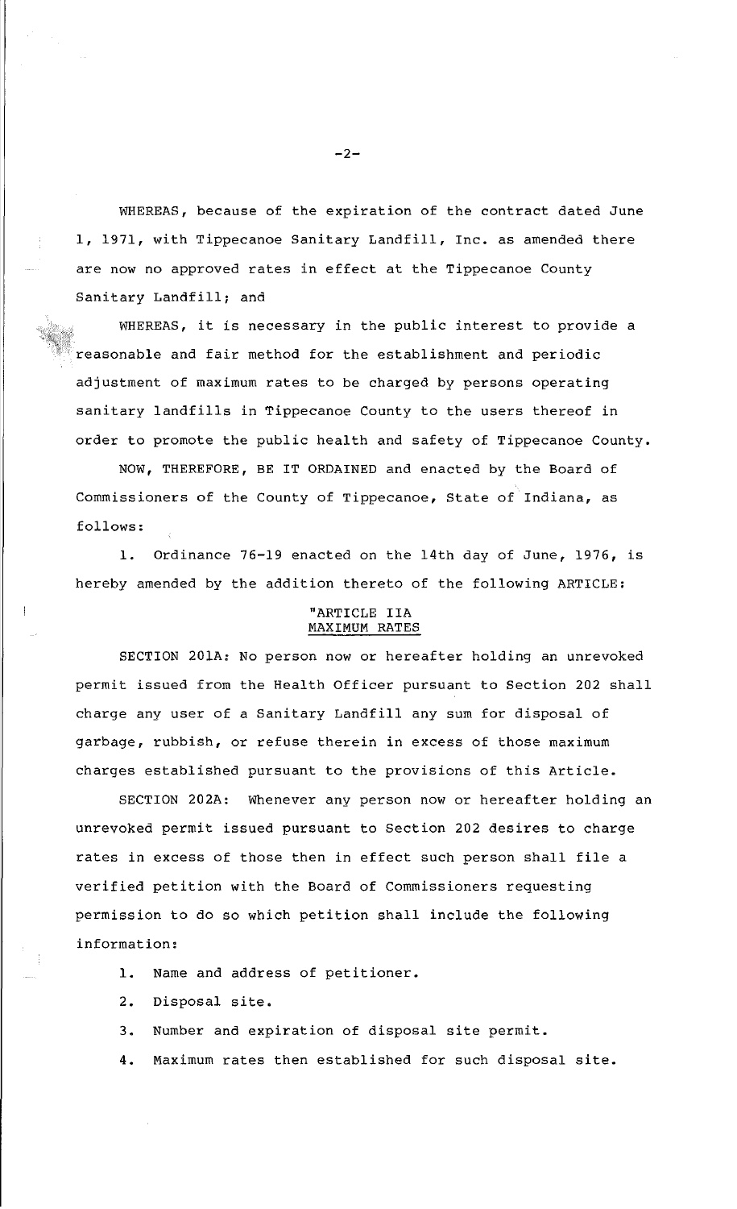WHEREAS, because of the expiration of the contract dated June 1, 1971, with Tippecanoe Sanitary Landfill, Inc. as amended there are now no approved rates in effect at the Tippecanoe County Sanitary Landfill; and

WHEREAS, it is necessary in the public interest to provide a reasonable and fair method for the establishment and periodic adjustment of maximum rates to be charged by persons operating sanitary landfills in Tippecanoe County to the users thereof in order to promote the public health and safety of Tippecanoe County.

NOW, THEREFORE, BE IT ORDAINED and enacted by the Board of Commissioners of the County of Tippecanoe, State of Indiana, as follows:

1. Ordinance 76-19 enacted on the 14th day of June, 1976, is hereby amended by the addition thereto of the following ARTICLE:

"ARTICLE IIA
MAXIMUM RATES

SECTION 201A: No person now or hereafter holding an unrevoked permit issued from the Health Officer pursuant to Section 202 shall charge any user of a Sanitary Landfill any sum for disposal of garbage, rubbish, or refuse therein in excess of those maximum charges established pursuant to the provisions of this Article.

SECTION 202A: Whenever any person now or hereafter holding an unrevoked permit issued pursuant to Section 202 desires to charge rates in excess of those then in effect such person shall file a verified petition with the Board of Commissioners requesting permission to do so which petition shall include the following information:

1. Name and address of petitioner.
2. Disposal site.
3. Number and expiration of disposal site permit.
4. Maximum rates then established for such disposal site.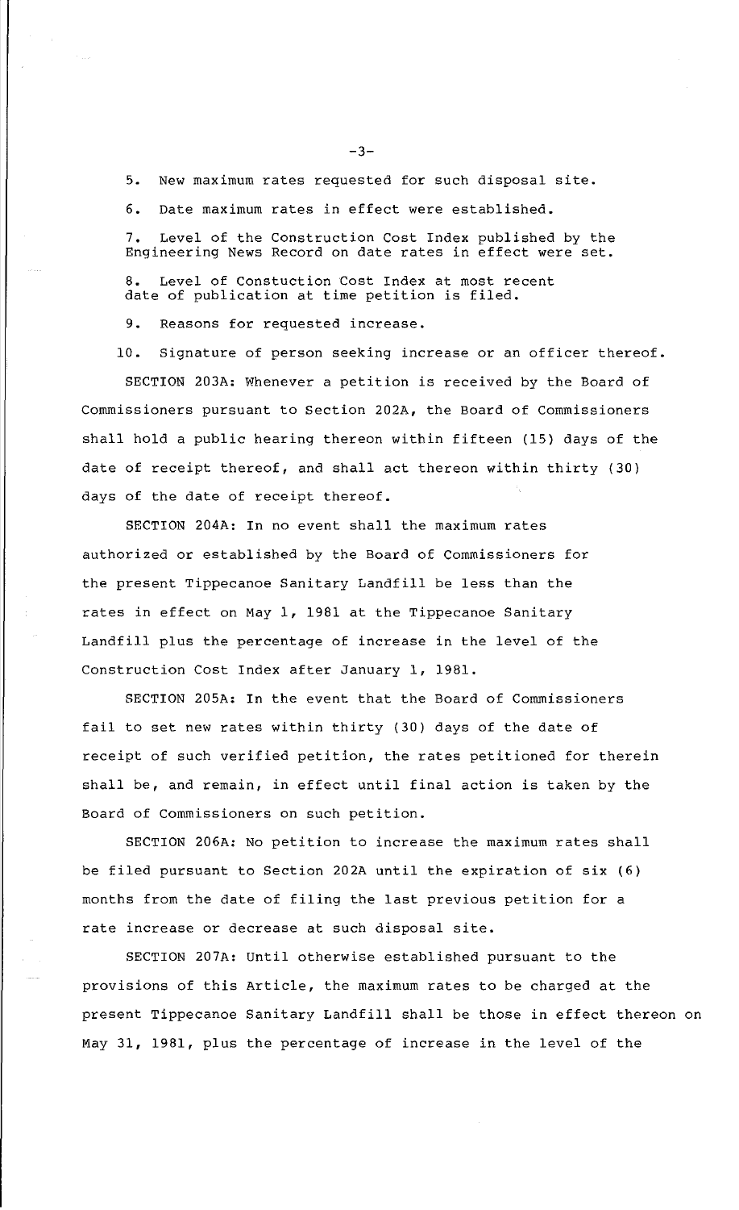5. New maximum rates requested for such disposal site.

6. Date maximum rates in effect were established.

7. Level of the Construction Cost Index published by the Engineering News Record on date rates in effect were set.

8. Level of Constuction Cost Index at most recent date of publication at time petition is filed.

9. Reasons for requested increase.

10. Signature of person seeking increase or an officer thereof.

SECTION 203A: Whenever a petition is received by the Board of Commissioners pursuant to Section 202A, the Board of Commissioners shall hold a public hearing thereon within fifteen (15) days of the date of receipt thereof, and shall act thereon within thirty (30) days of the date of receipt thereof.

SECTION 204A: In no event shall the maximum rates authorized or established by the Board of Commissioners for the present Tippecanoe Sanitary Landfill be less than the rates in effect on May 1, 1981 at the Tippecanoe Sanitary Landfill plus the percentage of increase in the level of the Construction Cost Index after January 1, 1981.

SECTION 205A: In the event that the Board of Commissioners fail to set new rates within thirty (30) days of the date of receipt of such verified petition, the rates petitioned for therein shall be, and remain, in effect until final action is taken by the Board of Commissioners on such petition.

SECTION 206A: No petition to increase the maximum rates shall be filed pursuant to Section 202A until the expiration of six (6) months from the date of filing the last previous petition for a rate increase or decrease at such disposal site.

SECTION 207A: Until otherwise established pursuant to the provisions of this Article, the maximum rates to be charged at the present Tippecanoe Sanitary Landfill shall be those in effect thereon on May 31, 1981, plus the percentage of increase in the level of the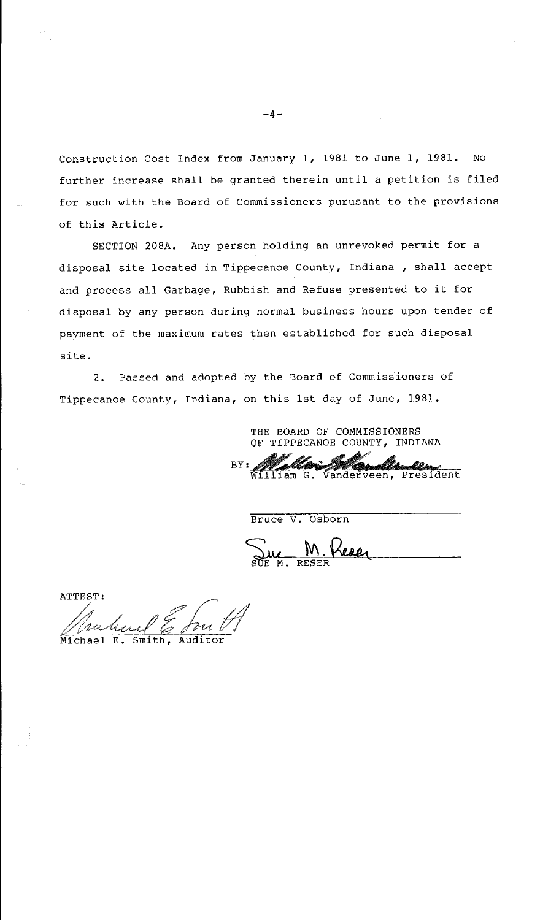Construction Cost Index from January 1, 1981 to June 1, 1981. No further increase shall be granted therein until a petition is filed for such with the Board of Commissioners purusant to the provisions of this Article.

SECTION 208A. Any person holding an unrevoked permit for a disposal site located in Tippecanoe County, Indiana , shall accept and process all Garbage, Rubbish and Refuse presented to it for disposal by any person during normal business hours upon tender of payment of the maximum rates then established for such disposal site.

2. Passed and adopted by the Board of Commissioners of Tippecanoe County, Indiana, on this 1st day of June, 1981.

THE BOARD OF COMMISSIONERS
OF TIPPECANOE COUNTY, INDIANA

BY: William G. Vanderveen, President

Bruce V. Osborn

SUE M. RESER

ATTEST:

Michael E. Smith, Auditor